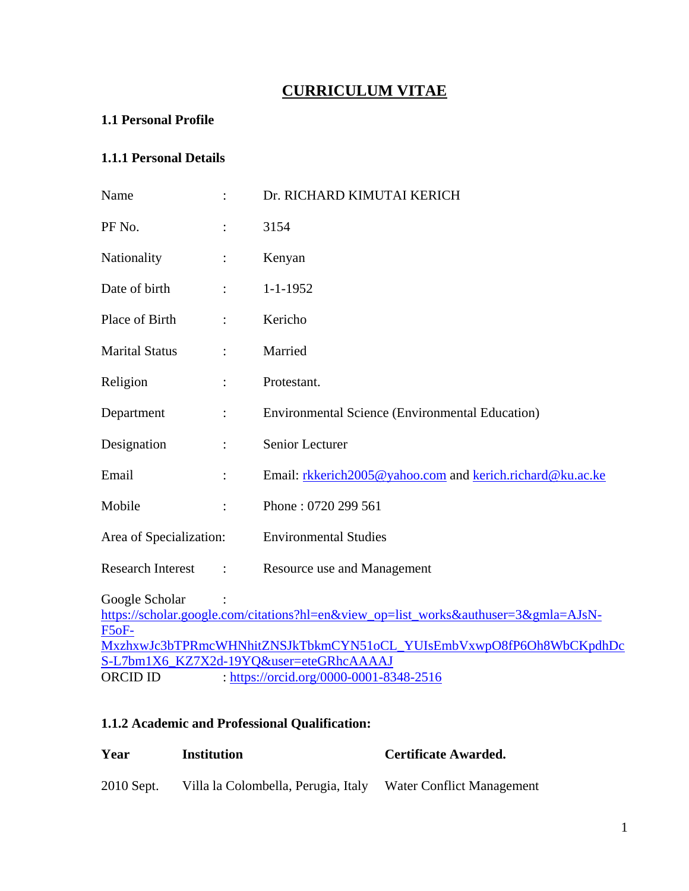# CURRICULUM VITAE

## 1.1 Personal Profile

### 1.1.1 Personal Details

| | | |
|---|---|---|
| Name | : | Dr. RICHARD KIMUTAI KERICH |
| PF No. | : | 3154 |
| Nationality | : | Kenyan |
| Date of birth | : | 1-1-1952 |
| Place of Birth | : | Kericho |
| Marital Status | : | Married |
| Religion | : | Protestant. |
| Department | : | Environmental Science (Environmental Education) |
| Designation | : | Senior Lecturer |
| Email | : | Email: rkkerich2005@yahoo.com and kerich.richard@ku.ac.ke |
| Mobile | : | Phone : 0720 299 561 |
| Area of Specialization: | | Environmental Studies |
| Research Interest | : | Resource use and Management |

Google Scholar :
https://scholar.google.com/citations?hl=en&view_op=list_works&authuser=3&gmla=AJsN-F5oF-MxzhxwJc3bTPRmcWHNhitZNSJkTbkmCYN51oCL_YUIsEmbVxwpO8fP6Oh8WbCKpdhDcS-L7bm1X6_KZ7X2d-19YQ&user=eteGRhcAAAAJ

ORCID ID : https://orcid.org/0000-0001-8348-2516

### 1.1.2 Academic and Professional Qualification:

| Year | Institution | Certificate Awarded. |
|---|---|---|
| 2010 Sept. | Villa la Colombella, Perugia, Italy | Water Conflict Management |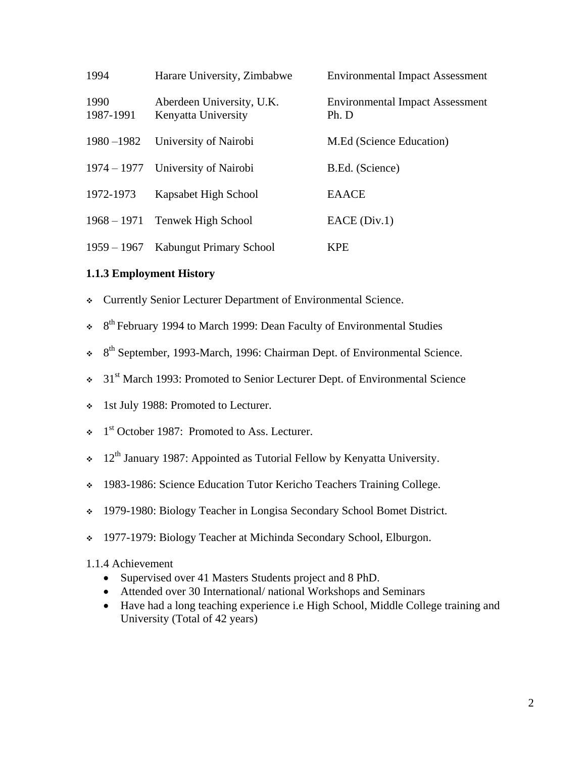| | | |
|---|---|---|
| 1994 | Harare University, Zimbabwe | Environmental Impact Assessment |
| 1990 | Aberdeen University, U.K. | Environmental Impact Assessment |
| 1987-1991 | Kenyatta University | Ph. D |
| 1980 –1982 | University of Nairobi | M.Ed (Science Education) |
| 1974 – 1977 | University of Nairobi | B.Ed. (Science) |
| 1972-1973 | Kapsabet High School | EAACE |
| 1968 – 1971 | Tenwek High School | EACE (Div.1) |
| 1959 – 1967 | Kabungut Primary School | KPE |

### 1.1.3 Employment History

- Currently Senior Lecturer Department of Environmental Science.
- 8th February 1994 to March 1999: Dean Faculty of Environmental Studies
- 8th September, 1993-March, 1996: Chairman Dept. of Environmental Science.
- 31st March 1993: Promoted to Senior Lecturer Dept. of Environmental Science
- 1st July 1988: Promoted to Lecturer.
- 1st October 1987: Promoted to Ass. Lecturer.
- 12th January 1987: Appointed as Tutorial Fellow by Kenyatta University.
- 1983-1986: Science Education Tutor Kericho Teachers Training College.
- 1979-1980: Biology Teacher in Longisa Secondary School Bomet District.
- 1977-1979: Biology Teacher at Michinda Secondary School, Elburgon.

1.1.4 Achievement

- Supervised over 41 Masters Students project and 8 PhD.
- Attended over 30 International/ national Workshops and Seminars
- Have had a long teaching experience i.e High School, Middle College training and University (Total of 42 years)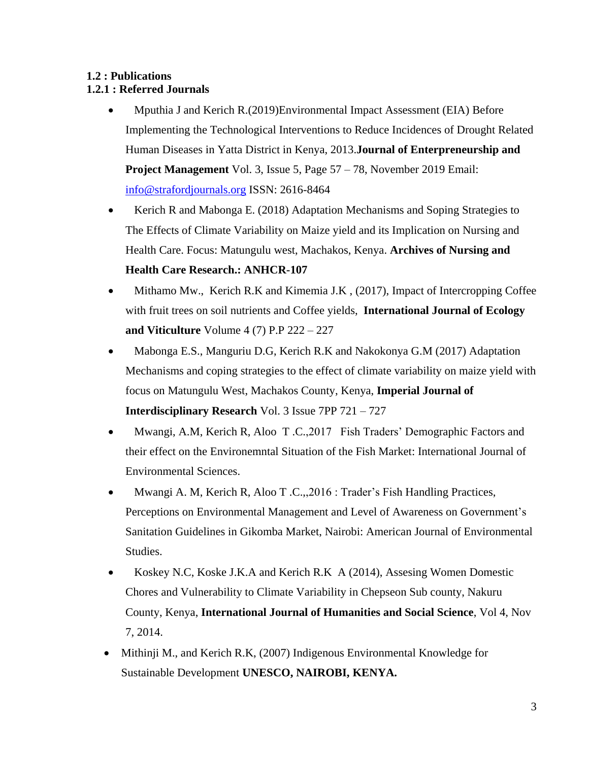**1.2 : Publications**

**1.2.1 : Referred Journals**

- Mputhia J and Kerich R.(2019)Environmental Impact Assessment (EIA) Before Implementing the Technological Interventions to Reduce Incidences of Drought Related Human Diseases in Yatta District in Kenya, 2013.**Journal of Enterpreneurship and Project Management** Vol. 3, Issue 5, Page 57 – 78, November 2019 Email: info@strafordjournals.org ISSN: 2616-8464
- Kerich R and Mabonga E. (2018) Adaptation Mechanisms and Soping Strategies to The Effects of Climate Variability on Maize yield and its Implication on Nursing and Health Care. Focus: Matungulu west, Machakos, Kenya. **Archives of Nursing and Health Care Research.: ANHCR-107**
- Mithamo Mw., Kerich R.K and Kimemia J.K , (2017), Impact of Intercropping Coffee with fruit trees on soil nutrients and Coffee yields, **International Journal of Ecology and Viticulture** Volume 4 (7) P.P 222 – 227
- Mabonga E.S., Manguriu D.G, Kerich R.K and Nakokonya G.M (2017) Adaptation Mechanisms and coping strategies to the effect of climate variability on maize yield with focus on Matungulu West, Machakos County, Kenya, **Imperial Journal of Interdisciplinary Research** Vol. 3 Issue 7PP 721 – 727
- Mwangi, A.M, Kerich R, Aloo T .C.,2017 Fish Traders' Demographic Factors and their effect on the Environemntal Situation of the Fish Market: International Journal of Environmental Sciences.
- Mwangi A. M, Kerich R, Aloo T .C.,,2016 : Trader's Fish Handling Practices, Perceptions on Environmental Management and Level of Awareness on Government's Sanitation Guidelines in Gikomba Market, Nairobi: American Journal of Environmental Studies.
- Koskey N.C, Koske J.K.A and Kerich R.K A (2014), Assesing Women Domestic Chores and Vulnerability to Climate Variability in Chepseon Sub county, Nakuru County, Kenya, **International Journal of Humanities and Social Science**, Vol 4, Nov 7, 2014.
- Mithinji M., and Kerich R.K, (2007) Indigenous Environmental Knowledge for Sustainable Development **UNESCO, NAIROBI, KENYA.**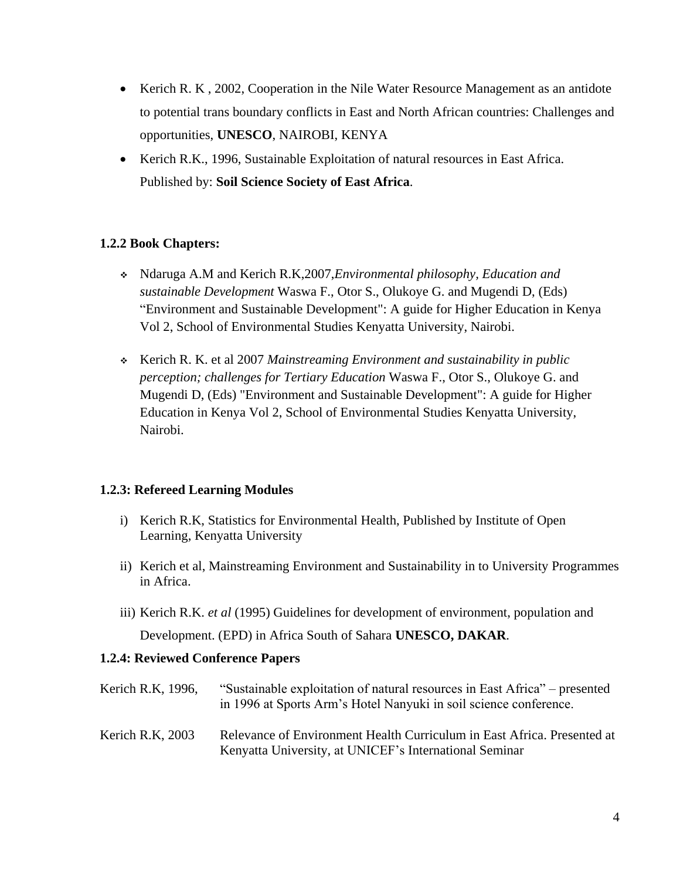- Kerich R. K , 2002, Cooperation in the Nile Water Resource Management as an antidote to potential trans boundary conflicts in East and North African countries: Challenges and opportunities, **UNESCO**, NAIROBI, KENYA
- Kerich R.K., 1996, Sustainable Exploitation of natural resources in East Africa. Published by: **Soil Science Society of East Africa**.

### 1.2.2 Book Chapters:

- Ndaruga A.M and Kerich R.K,2007,*Environmental philosophy, Education and sustainable Development* Waswa F., Otor S., Olukoye G. and Mugendi D, (Eds) "Environment and Sustainable Development": A guide for Higher Education in Kenya Vol 2, School of Environmental Studies Kenyatta University, Nairobi.
- Kerich R. K. et al 2007 *Mainstreaming Environment and sustainability in public perception; challenges for Tertiary Education* Waswa F., Otor S., Olukoye G. and Mugendi D, (Eds) "Environment and Sustainable Development": A guide for Higher Education in Kenya Vol 2, School of Environmental Studies Kenyatta University, Nairobi.

### 1.2.3: Refereed Learning Modules

i) Kerich R.K, Statistics for Environmental Health, Published by Institute of Open Learning, Kenyatta University

ii) Kerich et al, Mainstreaming Environment and Sustainability in to University Programmes in Africa.

iii) Kerich R.K. *et al* (1995) Guidelines for development of environment, population and Development. (EPD) in Africa South of Sahara **UNESCO, DAKAR**.

### 1.2.4: Reviewed Conference Papers

| | |
|---|---|
| Kerich R.K, 1996, | "Sustainable exploitation of natural resources in East Africa" – presented in 1996 at Sports Arm's Hotel Nanyuki in soil science conference. |
| Kerich R.K, 2003 | Relevance of Environment Health Curriculum in East Africa. Presented at Kenyatta University, at UNICEF's International Seminar |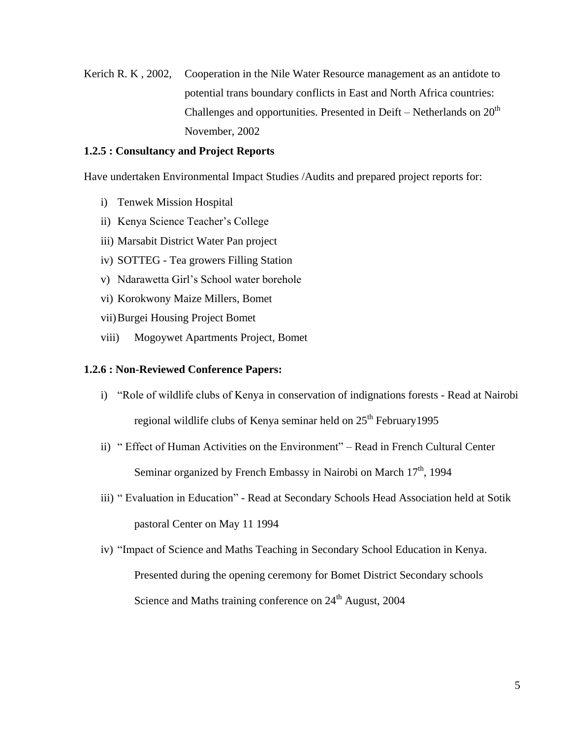Kerich R. K , 2002, Cooperation in the Nile Water Resource management as an antidote to potential trans boundary conflicts in East and North Africa countries: Challenges and opportunities. Presented in Deift – Netherlands on 20th November, 2002

### 1.2.5 : Consultancy and Project Reports

Have undertaken Environmental Impact Studies /Audits and prepared project reports for:

i) Tenwek Mission Hospital
ii) Kenya Science Teacher's College
iii) Marsabit District Water Pan project
iv) SOTTEG - Tea growers Filling Station
v) Ndarawetta Girl's School water borehole
vi) Korokwony Maize Millers, Bomet
vii) Burgei Housing Project Bomet
viii) Mogoywet Apartments Project, Bomet

### 1.2.6 : Non-Reviewed Conference Papers:

i) "Role of wildlife clubs of Kenya in conservation of indignations forests - Read at Nairobi regional wildlife clubs of Kenya seminar held on 25th February1995
ii) " Effect of Human Activities on the Environment" – Read in French Cultural Center Seminar organized by French Embassy in Nairobi on March 17th, 1994
iii) " Evaluation in Education" - Read at Secondary Schools Head Association held at Sotik pastoral Center on May 11 1994
iv) "Impact of Science and Maths Teaching in Secondary School Education in Kenya. Presented during the opening ceremony for Bomet District Secondary schools Science and Maths training conference on 24th August, 2004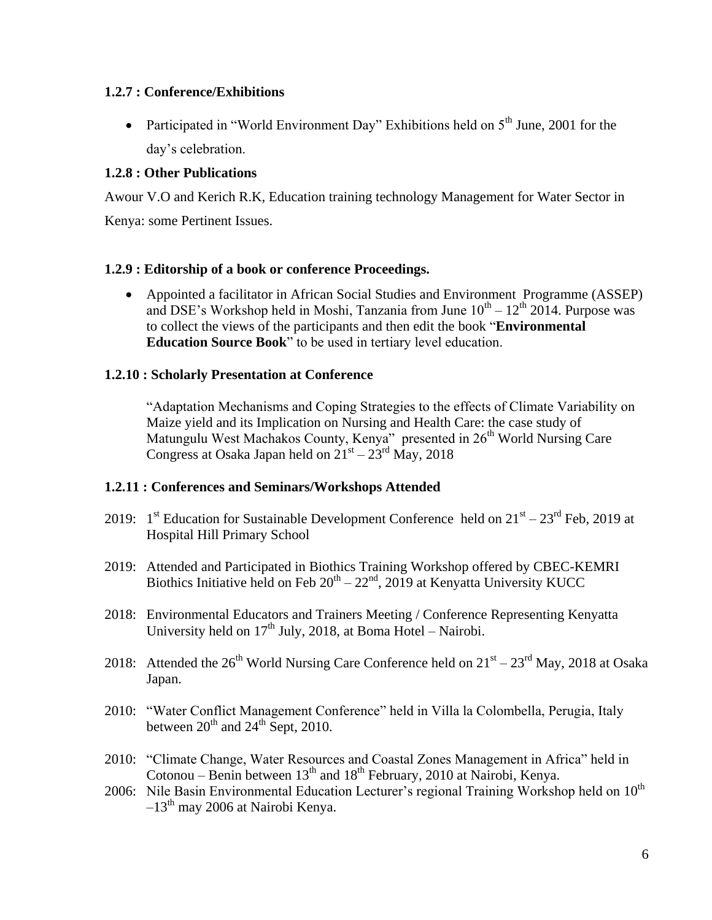### 1.2.7 : Conference/Exhibitions

- Participated in "World Environment Day" Exhibitions held on 5th June, 2001 for the day's celebration.

### 1.2.8 : Other Publications

Awour V.O and Kerich R.K, Education training technology Management for Water Sector in Kenya: some Pertinent Issues.

### 1.2.9 : Editorship of a book or conference Proceedings.

- Appointed a facilitator in African Social Studies and Environment Programme (ASSEP) and DSE's Workshop held in Moshi, Tanzania from June 10th – 12th 2014. Purpose was to collect the views of the participants and then edit the book "**Environmental Education Source Book**" to be used in tertiary level education.

### 1.2.10 : Scholarly Presentation at Conference

"Adaptation Mechanisms and Coping Strategies to the effects of Climate Variability on Maize yield and its Implication on Nursing and Health Care: the case study of Matungulu West Machakos County, Kenya" presented in 26th World Nursing Care Congress at Osaka Japan held on 21st – 23rd May, 2018

### 1.2.11 : Conferences and Seminars/Workshops Attended

2019: 1st Education for Sustainable Development Conference held on 21st – 23rd Feb, 2019 at Hospital Hill Primary School

2019: Attended and Participated in Biothics Training Workshop offered by CBEC-KEMRI Biothics Initiative held on Feb 20th – 22nd, 2019 at Kenyatta University KUCC

2018: Environmental Educators and Trainers Meeting / Conference Representing Kenyatta University held on 17th July, 2018, at Boma Hotel – Nairobi.

2018: Attended the 26th World Nursing Care Conference held on 21st – 23rd May, 2018 at Osaka Japan.

2010: "Water Conflict Management Conference" held in Villa la Colombella, Perugia, Italy between 20th and 24th Sept, 2010.

2010: "Climate Change, Water Resources and Coastal Zones Management in Africa" held in Cotonou – Benin between 13th and 18th February, 2010 at Nairobi, Kenya.

2006: Nile Basin Environmental Education Lecturer's regional Training Workshop held on 10th –13th may 2006 at Nairobi Kenya.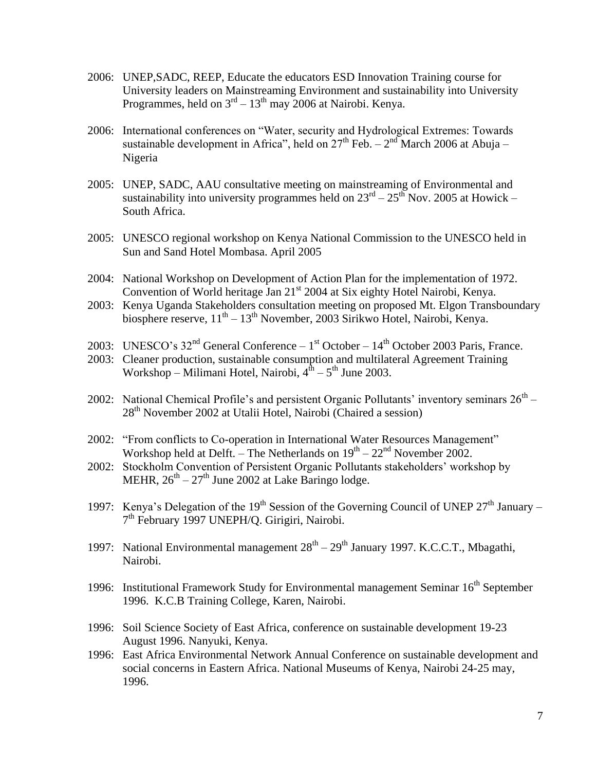2006: UNEP,SADC, REEP, Educate the educators ESD Innovation Training course for University leaders on Mainstreaming Environment and sustainability into University Programmes, held on 3rd – 13th may 2006 at Nairobi. Kenya.

2006: International conferences on "Water, security and Hydrological Extremes: Towards sustainable development in Africa", held on 27th Feb. – 2nd March 2006 at Abuja – Nigeria

2005: UNEP, SADC, AAU consultative meeting on mainstreaming of Environmental and sustainability into university programmes held on 23rd – 25th Nov. 2005 at Howick – South Africa.

2005: UNESCO regional workshop on Kenya National Commission to the UNESCO held in Sun and Sand Hotel Mombasa. April 2005

2004: National Workshop on Development of Action Plan for the implementation of 1972. Convention of World heritage Jan 21st 2004 at Six eighty Hotel Nairobi, Kenya.

2003: Kenya Uganda Stakeholders consultation meeting on proposed Mt. Elgon Transboundary biosphere reserve, 11th – 13th November, 2003 Sirikwo Hotel, Nairobi, Kenya.

2003: UNESCO's 32nd General Conference – 1st October – 14th October 2003 Paris, France.

2003: Cleaner production, sustainable consumption and multilateral Agreement Training Workshop – Milimani Hotel, Nairobi, 4th – 5th June 2003.

2002: National Chemical Profile's and persistent Organic Pollutants' inventory seminars 26th – 28th November 2002 at Utalii Hotel, Nairobi (Chaired a session)

2002: "From conflicts to Co-operation in International Water Resources Management" Workshop held at Delft. – The Netherlands on 19th – 22nd November 2002.

2002: Stockholm Convention of Persistent Organic Pollutants stakeholders' workshop by MEHR, 26th – 27th June 2002 at Lake Baringo lodge.

1997: Kenya's Delegation of the 19th Session of the Governing Council of UNEP 27th January – 7th February 1997 UNEPH/Q. Girigiri, Nairobi.

1997: National Environmental management 28th – 29th January 1997. K.C.C.T., Mbagathi, Nairobi.

1996: Institutional Framework Study for Environmental management Seminar 16th September 1996. K.C.B Training College, Karen, Nairobi.

1996: Soil Science Society of East Africa, conference on sustainable development 19-23 August 1996. Nanyuki, Kenya.

1996: East Africa Environmental Network Annual Conference on sustainable development and social concerns in Eastern Africa. National Museums of Kenya, Nairobi 24-25 may, 1996.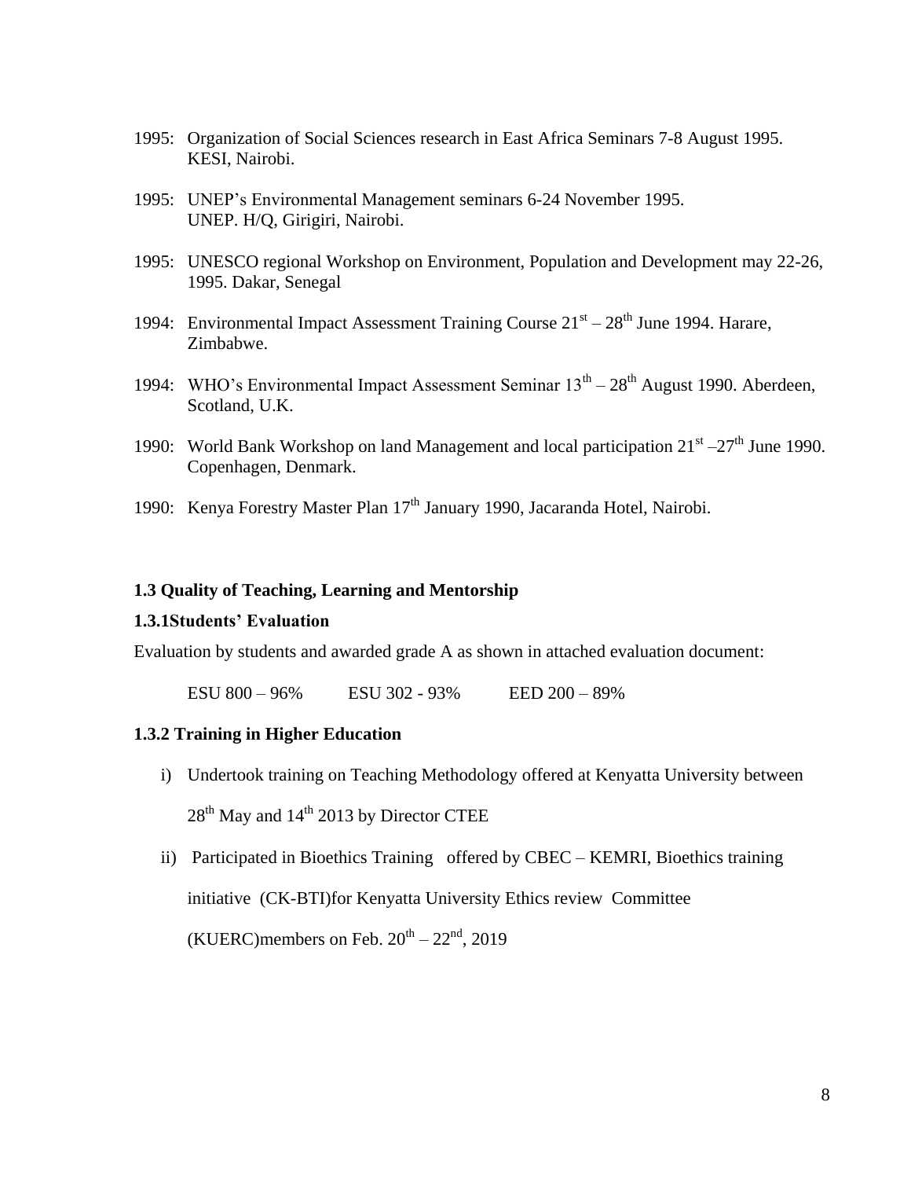1995: Organization of Social Sciences research in East Africa Seminars 7-8 August 1995. KESI, Nairobi.

1995: UNEP's Environmental Management seminars 6-24 November 1995. UNEP. H/Q, Girigiri, Nairobi.

1995: UNESCO regional Workshop on Environment, Population and Development may 22-26, 1995. Dakar, Senegal

1994: Environmental Impact Assessment Training Course 21st – 28th June 1994. Harare, Zimbabwe.

1994: WHO's Environmental Impact Assessment Seminar 13th – 28th August 1990. Aberdeen, Scotland, U.K.

1990: World Bank Workshop on land Management and local participation 21st –27th June 1990. Copenhagen, Denmark.

1990: Kenya Forestry Master Plan 17th January 1990, Jacaranda Hotel, Nairobi.

### 1.3 Quality of Teaching, Learning and Mentorship

#### 1.3.1Students' Evaluation

Evaluation by students and awarded grade A as shown in attached evaluation document:

ESU 800 – 96% ESU 302 - 93% EED 200 – 89%

#### 1.3.2 Training in Higher Education

i) Undertook training on Teaching Methodology offered at Kenyatta University between 28th May and 14th 2013 by Director CTEE

ii) Participated in Bioethics Training offered by CBEC – KEMRI, Bioethics training initiative (CK-BTI)for Kenyatta University Ethics review Committee (KUERC)members on Feb. 20th – 22nd, 2019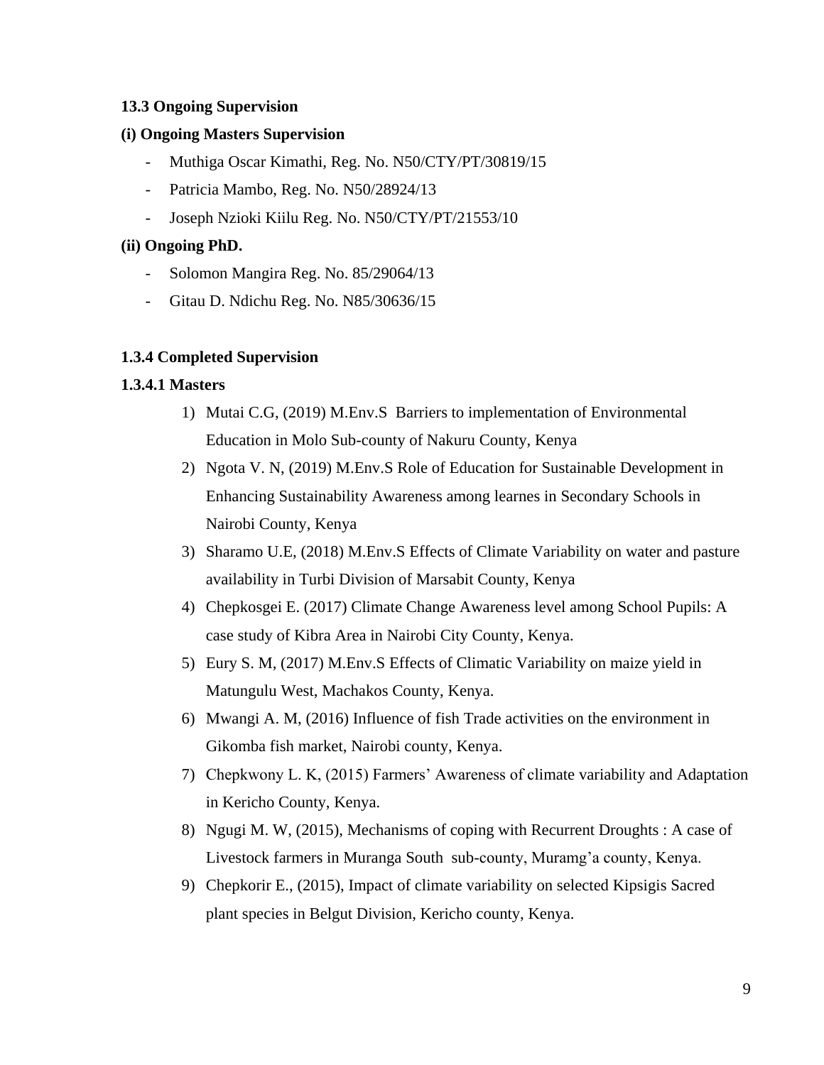**13.3 Ongoing Supervision**

**(i) Ongoing Masters Supervision**

- Muthiga Oscar Kimathi, Reg. No. N50/CTY/PT/30819/15
- Patricia Mambo, Reg. No. N50/28924/13
- Joseph Nzioki Kiilu Reg. No. N50/CTY/PT/21553/10

**(ii) Ongoing PhD.**

- Solomon Mangira Reg. No. 85/29064/13
- Gitau D. Ndichu Reg. No. N85/30636/15

**1.3.4 Completed Supervision**

**1.3.4.1 Masters**

1) Mutai C.G, (2019) M.Env.S Barriers to implementation of Environmental Education in Molo Sub-county of Nakuru County, Kenya
2) Ngota V. N, (2019) M.Env.S Role of Education for Sustainable Development in Enhancing Sustainability Awareness among learnes in Secondary Schools in Nairobi County, Kenya
3) Sharamo U.E, (2018) M.Env.S Effects of Climate Variability on water and pasture availability in Turbi Division of Marsabit County, Kenya
4) Chepkosgei E. (2017) Climate Change Awareness level among School Pupils: A case study of Kibra Area in Nairobi City County, Kenya.
5) Eury S. M, (2017) M.Env.S Effects of Climatic Variability on maize yield in Matungulu West, Machakos County, Kenya.
6) Mwangi A. M, (2016) Influence of fish Trade activities on the environment in Gikomba fish market, Nairobi county, Kenya.
7) Chepkwony L. K, (2015) Farmers' Awareness of climate variability and Adaptation in Kericho County, Kenya.
8) Ngugi M. W, (2015), Mechanisms of coping with Recurrent Droughts : A case of Livestock farmers in Muranga South sub-county, Muramg'a county, Kenya.
9) Chepkorir E., (2015), Impact of climate variability on selected Kipsigis Sacred plant species in Belgut Division, Kericho county, Kenya.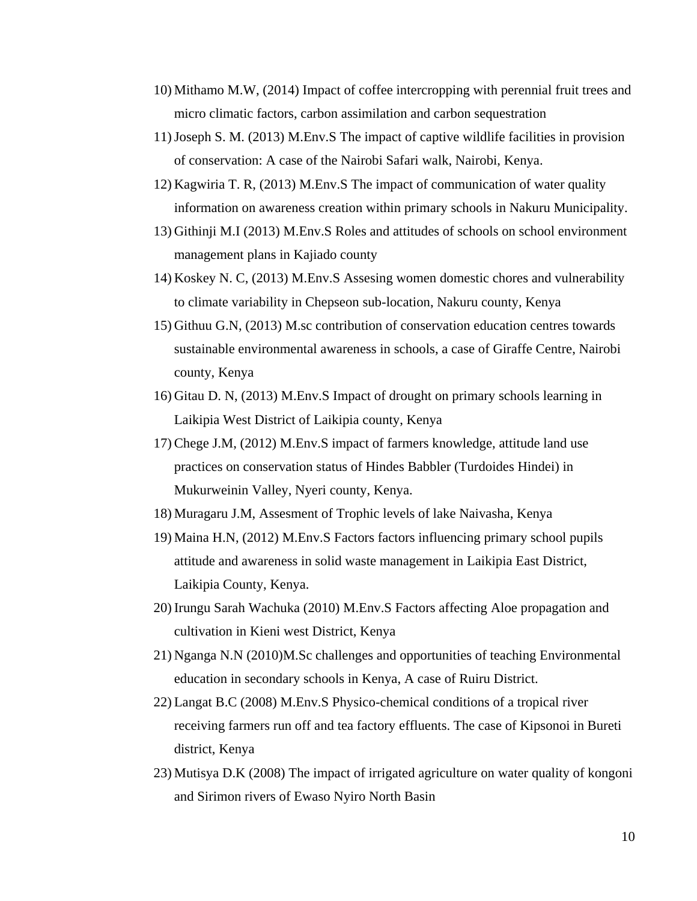10) Mithamo M.W, (2014) Impact of coffee intercropping with perennial fruit trees and micro climatic factors, carbon assimilation and carbon sequestration
11) Joseph S. M. (2013) M.Env.S The impact of captive wildlife facilities in provision of conservation: A case of the Nairobi Safari walk, Nairobi, Kenya.
12) Kagwiria T. R, (2013) M.Env.S The impact of communication of water quality information on awareness creation within primary schools in Nakuru Municipality.
13) Githinji M.I (2013) M.Env.S Roles and attitudes of schools on school environment management plans in Kajiado county
14) Koskey N. C, (2013) M.Env.S Assesing women domestic chores and vulnerability to climate variability in Chepseon sub-location, Nakuru county, Kenya
15) Githuu G.N, (2013) M.sc contribution of conservation education centres towards sustainable environmental awareness in schools, a case of Giraffe Centre, Nairobi county, Kenya
16) Gitau D. N, (2013) M.Env.S Impact of drought on primary schools learning in Laikipia West District of Laikipia county, Kenya
17) Chege J.M, (2012) M.Env.S impact of farmers knowledge, attitude land use practices on conservation status of Hindes Babbler (Turdoides Hindei) in Mukurweinin Valley, Nyeri county, Kenya.
18) Muragaru J.M, Assesment of Trophic levels of lake Naivasha, Kenya
19) Maina H.N, (2012) M.Env.S Factors factors influencing primary school pupils attitude and awareness in solid waste management in Laikipia East District, Laikipia County, Kenya.
20) Irungu Sarah Wachuka (2010) M.Env.S Factors affecting Aloe propagation and cultivation in Kieni west District, Kenya
21) Nganga N.N (2010)M.Sc challenges and opportunities of teaching Environmental education in secondary schools in Kenya, A case of Ruiru District.
22) Langat B.C (2008) M.Env.S Physico-chemical conditions of a tropical river receiving farmers run off and tea factory effluents. The case of Kipsonoi in Bureti district, Kenya
23) Mutisya D.K (2008) The impact of irrigated agriculture on water quality of kongoni and Sirimon rivers of Ewaso Nyiro North Basin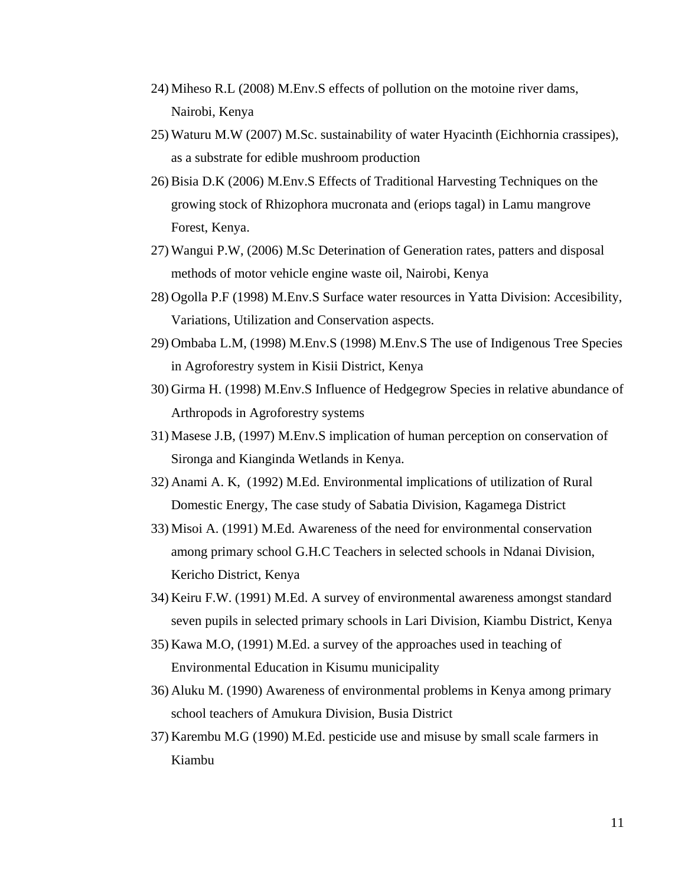24) Miheso R.L (2008) M.Env.S effects of pollution on the motoine river dams, Nairobi, Kenya

25) Waturu M.W (2007) M.Sc. sustainability of water Hyacinth (Eichhornia crassipes), as a substrate for edible mushroom production

26) Bisia D.K (2006) M.Env.S Effects of Traditional Harvesting Techniques on the growing stock of Rhizophora mucronata and (eriops tagal) in Lamu mangrove Forest, Kenya.

27) Wangui P.W, (2006) M.Sc Deterination of Generation rates, patters and disposal methods of motor vehicle engine waste oil, Nairobi, Kenya

28) Ogolla P.F (1998) M.Env.S Surface water resources in Yatta Division: Accesibility, Variations, Utilization and Conservation aspects.

29) Ombaba L.M, (1998) M.Env.S (1998) M.Env.S The use of Indigenous Tree Species in Agroforestry system in Kisii District, Kenya

30) Girma H. (1998) M.Env.S Influence of Hedgegrow Species in relative abundance of Arthropods in Agroforestry systems

31) Masese J.B, (1997) M.Env.S implication of human perception on conservation of Sironga and Kianginda Wetlands in Kenya.

32) Anami A. K, (1992) M.Ed. Environmental implications of utilization of Rural Domestic Energy, The case study of Sabatia Division, Kagamega District

33) Misoi A. (1991) M.Ed. Awareness of the need for environmental conservation among primary school G.H.C Teachers in selected schools in Ndanai Division, Kericho District, Kenya

34) Keiru F.W. (1991) M.Ed. A survey of environmental awareness amongst standard seven pupils in selected primary schools in Lari Division, Kiambu District, Kenya

35) Kawa M.O, (1991) M.Ed. a survey of the approaches used in teaching of Environmental Education in Kisumu municipality

36) Aluku M. (1990) Awareness of environmental problems in Kenya among primary school teachers of Amukura Division, Busia District

37) Karembu M.G (1990) M.Ed. pesticide use and misuse by small scale farmers in Kiambu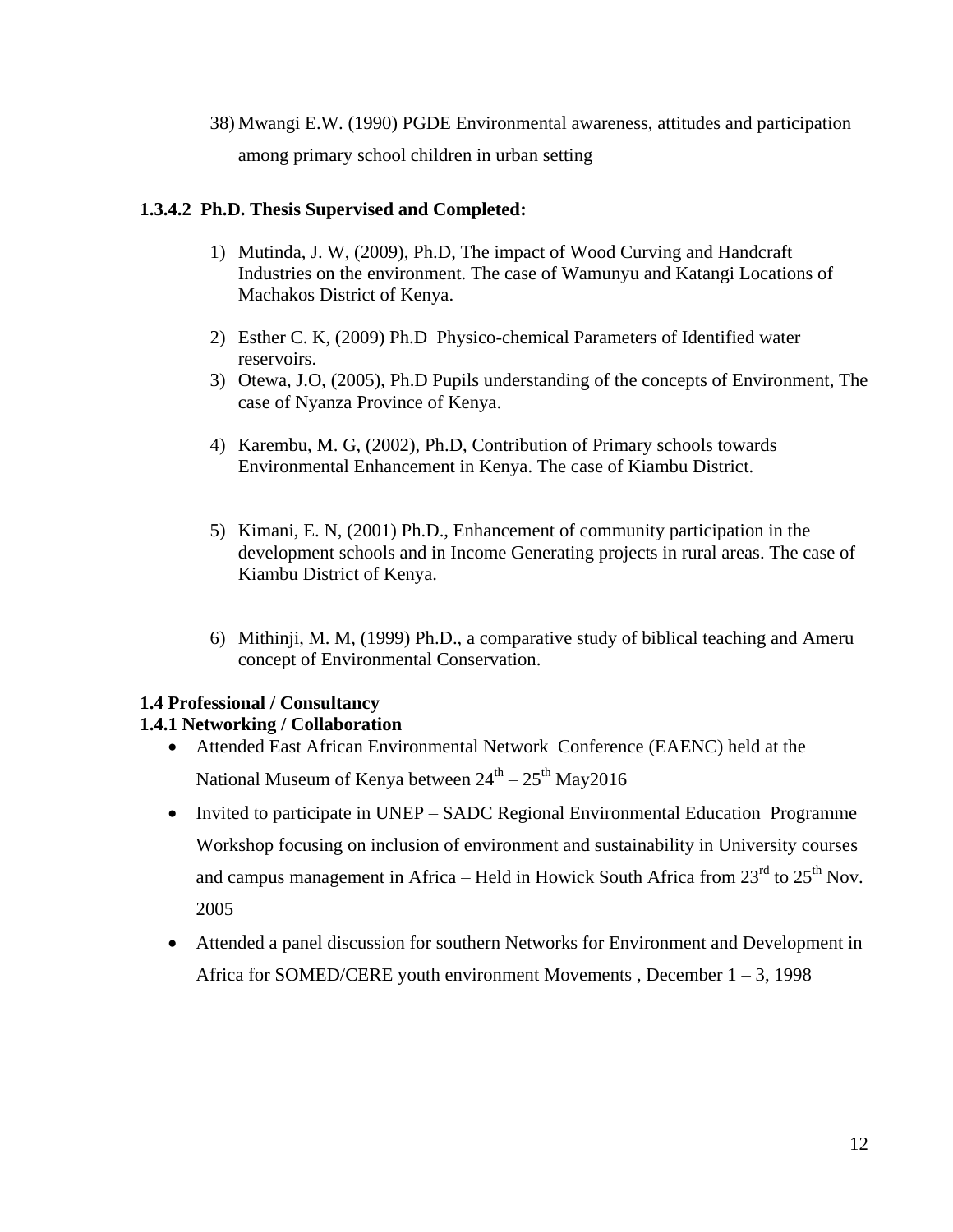38) Mwangi E.W. (1990) PGDE Environmental awareness, attitudes and participation among primary school children in urban setting

#### 1.3.4.2 Ph.D. Thesis Supervised and Completed:

1) Mutinda, J. W, (2009), Ph.D, The impact of Wood Curving and Handcraft Industries on the environment. The case of Wamunyu and Katangi Locations of Machakos District of Kenya.

2) Esther C. K, (2009) Ph.D Physico-chemical Parameters of Identified water reservoirs.
3) Otewa, J.O, (2005), Ph.D Pupils understanding of the concepts of Environment, The case of Nyanza Province of Kenya.

4) Karembu, M. G, (2002), Ph.D, Contribution of Primary schools towards Environmental Enhancement in Kenya. The case of Kiambu District.

5) Kimani, E. N, (2001) Ph.D., Enhancement of community participation in the development schools and in Income Generating projects in rural areas. The case of Kiambu District of Kenya.

6) Mithinji, M. M, (1999) Ph.D., a comparative study of biblical teaching and Ameru concept of Environmental Conservation.

### 1.4 Professional / Consultancy

#### 1.4.1 Networking / Collaboration

- Attended East African Environmental Network Conference (EAENC) held at the National Museum of Kenya between 24th – 25th May2016
- Invited to participate in UNEP – SADC Regional Environmental Education Programme Workshop focusing on inclusion of environment and sustainability in University courses and campus management in Africa – Held in Howick South Africa from 23rd to 25th Nov. 2005
- Attended a panel discussion for southern Networks for Environment and Development in Africa for SOMED/CERE youth environment Movements , December 1 – 3, 1998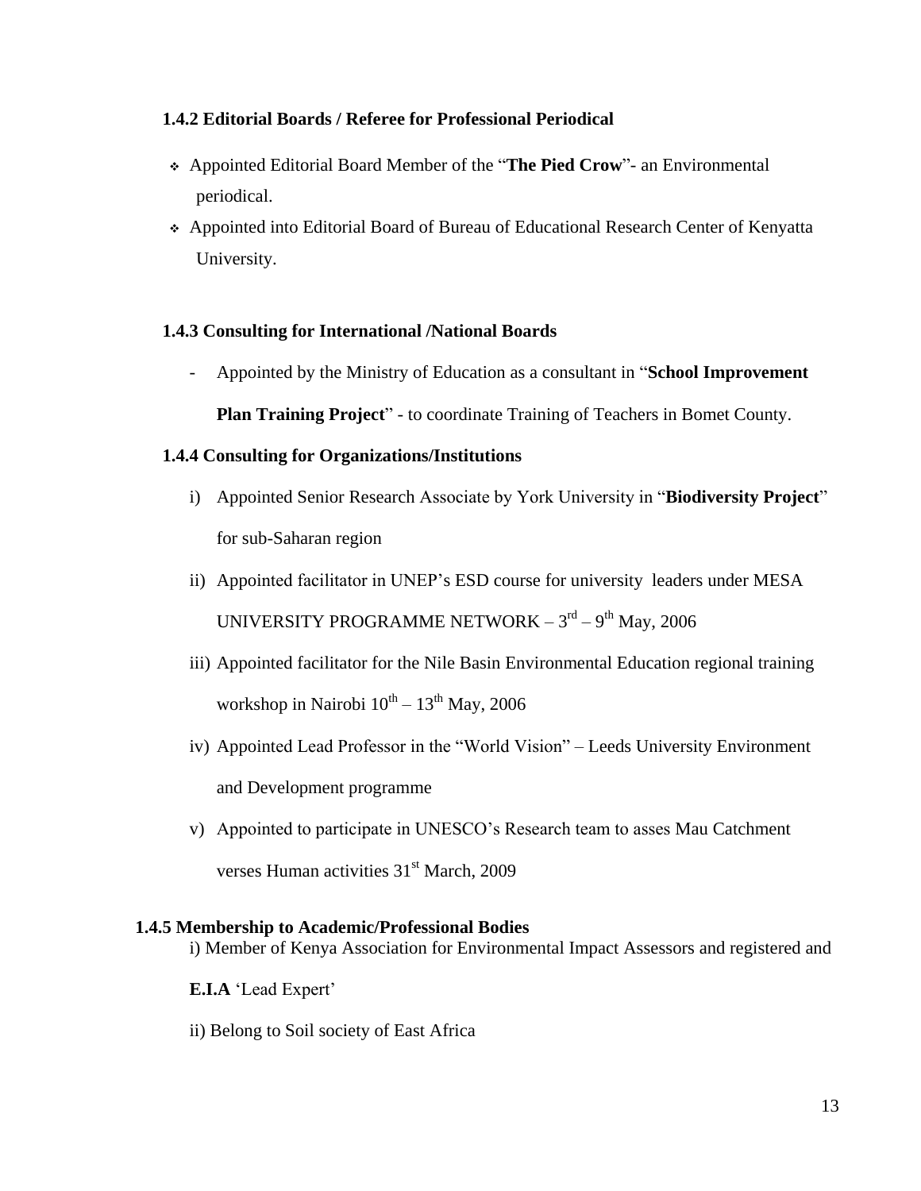### 1.4.2 Editorial Boards / Referee for Professional Periodical

- Appointed Editorial Board Member of the "**The Pied Crow**"- an Environmental periodical.
- Appointed into Editorial Board of Bureau of Educational Research Center of Kenyatta University.

### 1.4.3 Consulting for International /National Boards

- Appointed by the Ministry of Education as a consultant in "**School Improvement Plan Training Project**" - to coordinate Training of Teachers in Bomet County.

### 1.4.4 Consulting for Organizations/Institutions

i) Appointed Senior Research Associate by York University in "**Biodiversity Project**" for sub-Saharan region

ii) Appointed facilitator in UNEP's ESD course for university leaders under MESA UNIVERSITY PROGRAMME NETWORK – 3rd – 9th May, 2006

iii) Appointed facilitator for the Nile Basin Environmental Education regional training workshop in Nairobi 10th – 13th May, 2006

iv) Appointed Lead Professor in the "World Vision" – Leeds University Environment and Development programme

v) Appointed to participate in UNESCO's Research team to asses Mau Catchment verses Human activities 31st March, 2009

### 1.4.5 Membership to Academic/Professional Bodies

i) Member of Kenya Association for Environmental Impact Assessors and registered and **E.I.A** 'Lead Expert'

ii) Belong to Soil society of East Africa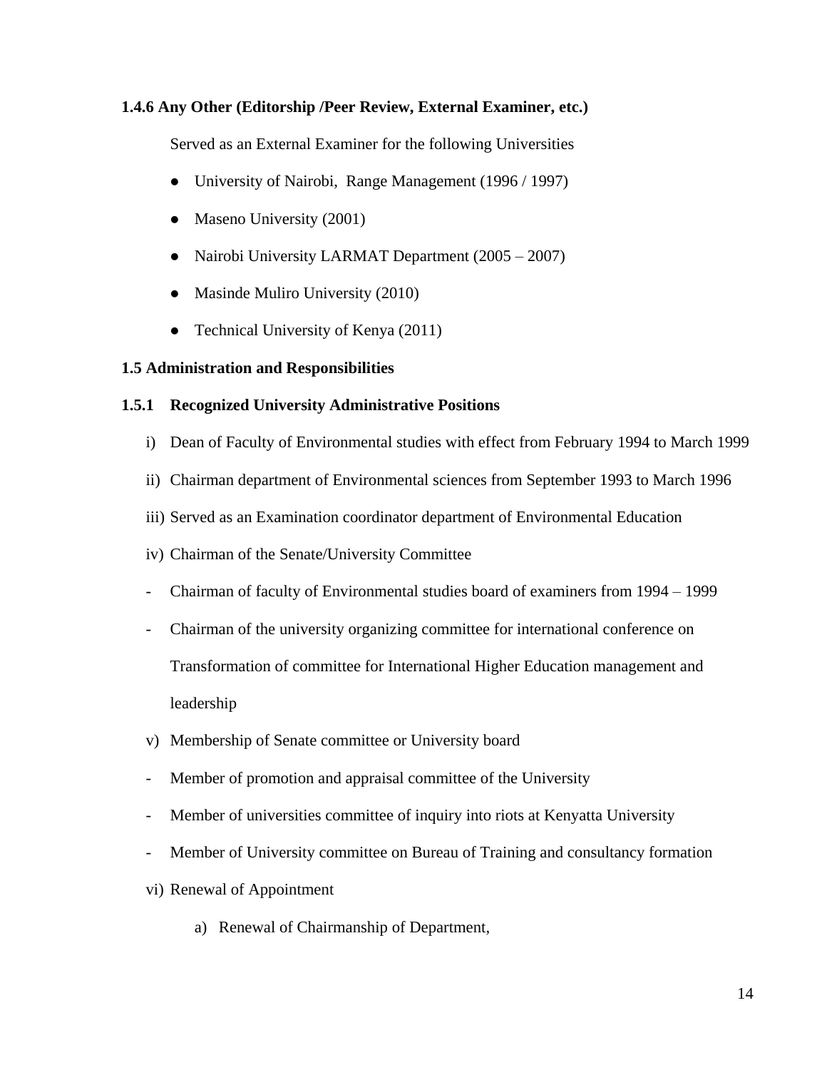### 1.4.6 Any Other (Editorship /Peer Review, External Examiner, etc.)

Served as an External Examiner for the following Universities

- University of Nairobi,  Range Management (1996 / 1997)
- Maseno University (2001)
- Nairobi University LARMAT Department (2005 – 2007)
- Masinde Muliro University (2010)
- Technical University of Kenya (2011)

### 1.5 Administration and Responsibilities

### 1.5.1 Recognized University Administrative Positions

i) Dean of Faculty of Environmental studies with effect from February 1994 to March 1999

ii) Chairman department of Environmental sciences from September 1993 to March 1996

iii) Served as an Examination coordinator department of Environmental Education

iv) Chairman of the Senate/University Committee

- Chairman of faculty of Environmental studies board of examiners from 1994 – 1999
- Chairman of the university organizing committee for international conference on Transformation of committee for International Higher Education management and leadership

v) Membership of Senate committee or University board

- Member of promotion and appraisal committee of the University
- Member of universities committee of inquiry into riots at Kenyatta University
- Member of University committee on Bureau of Training and consultancy formation

vi) Renewal of Appointment

a) Renewal of Chairmanship of Department,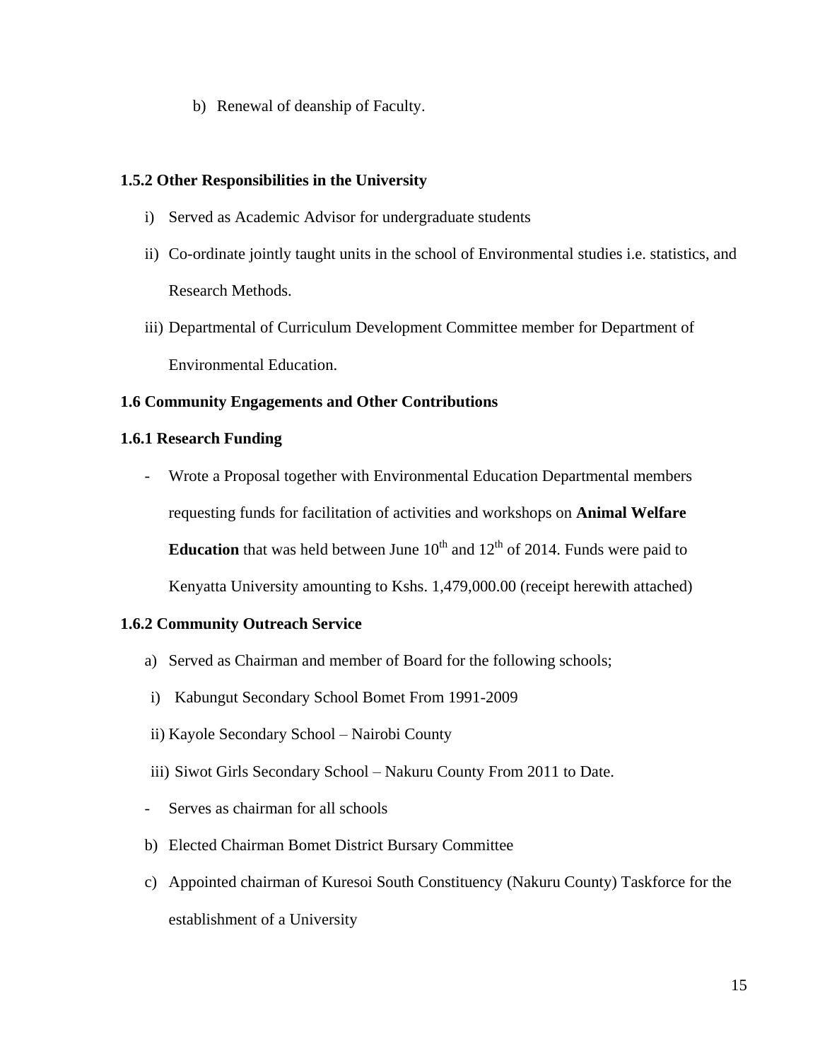b) Renewal of deanship of Faculty.

### 1.5.2 Other Responsibilities in the University

i) Served as Academic Advisor for undergraduate students

ii) Co-ordinate jointly taught units in the school of Environmental studies i.e. statistics, and Research Methods.

iii) Departmental of Curriculum Development Committee member for Department of Environmental Education.

### 1.6 Community Engagements and Other Contributions

### 1.6.1 Research Funding

- Wrote a Proposal together with Environmental Education Departmental members requesting funds for facilitation of activities and workshops on **Animal Welfare Education** that was held between June 10th and 12th of 2014. Funds were paid to Kenyatta University amounting to Kshs. 1,479,000.00 (receipt herewith attached)

### 1.6.2 Community Outreach Service

a) Served as Chairman and member of Board for the following schools;

i) Kabungut Secondary School Bomet From 1991-2009

ii) Kayole Secondary School – Nairobi County

iii) Siwot Girls Secondary School – Nakuru County From 2011 to Date.

- Serves as chairman for all schools

b) Elected Chairman Bomet District Bursary Committee

c) Appointed chairman of Kuresoi South Constituency (Nakuru County) Taskforce for the establishment of a University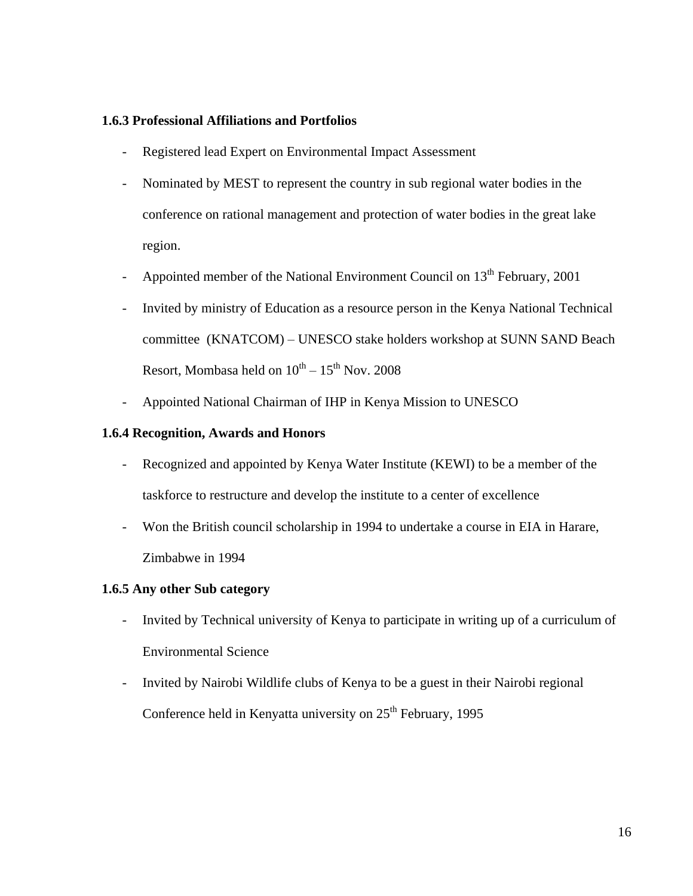### 1.6.3 Professional Affiliations and Portfolios

- Registered lead Expert on Environmental Impact Assessment
- Nominated by MEST to represent the country in sub regional water bodies in the conference on rational management and protection of water bodies in the great lake region.
- Appointed member of the National Environment Council on 13th February, 2001
- Invited by ministry of Education as a resource person in the Kenya National Technical committee (KNATCOM) – UNESCO stake holders workshop at SUNN SAND Beach Resort, Mombasa held on 10th – 15th Nov. 2008
- Appointed National Chairman of IHP in Kenya Mission to UNESCO

### 1.6.4 Recognition, Awards and Honors

- Recognized and appointed by Kenya Water Institute (KEWI) to be a member of the taskforce to restructure and develop the institute to a center of excellence
- Won the British council scholarship in 1994 to undertake a course in EIA in Harare, Zimbabwe in 1994

### 1.6.5 Any other Sub category

- Invited by Technical university of Kenya to participate in writing up of a curriculum of Environmental Science
- Invited by Nairobi Wildlife clubs of Kenya to be a guest in their Nairobi regional Conference held in Kenyatta university on 25th February, 1995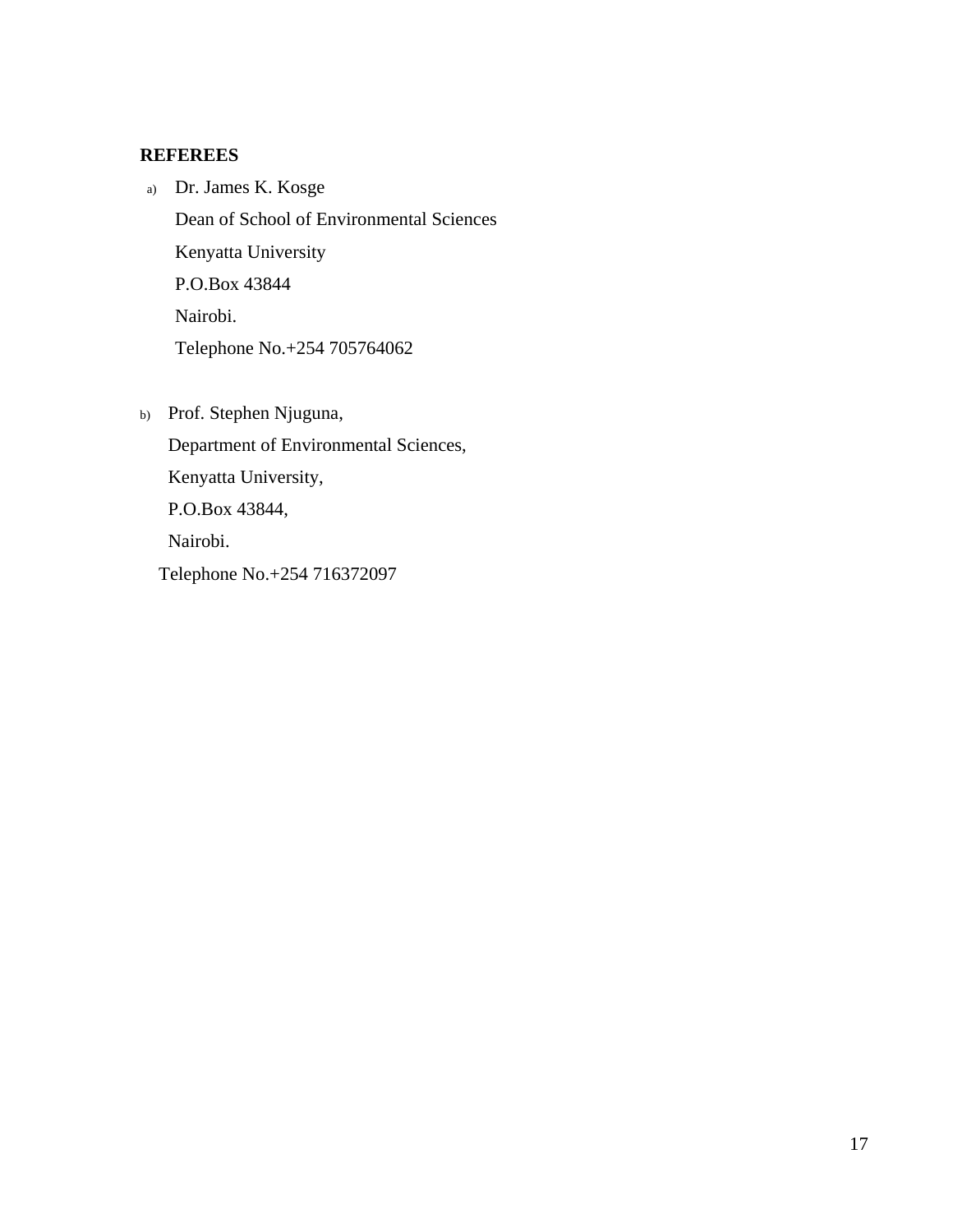**REFEREES**

a) Dr. James K. Kosge
Dean of School of Environmental Sciences
Kenyatta University
P.O.Box 43844
Nairobi.
Telephone No.+254 705764062

b) Prof. Stephen Njuguna,
Department of Environmental Sciences,
Kenyatta University,
P.O.Box 43844,
Nairobi.
Telephone No.+254 716372097